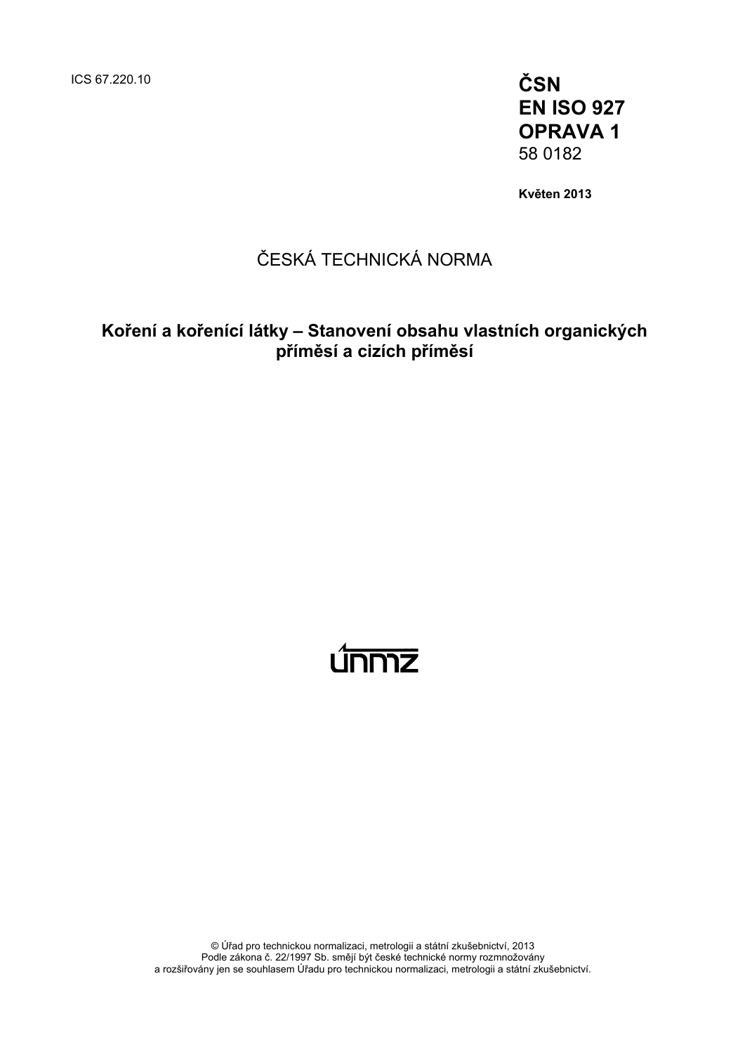ICS 67.220.10

**ČSN**
**EN ISO 927**
**OPRAVA 1**
58 0182

**Květen 2013**

ČESKÁ TECHNICKÁ NORMA

# Koření a kořenící látky – Stanovení obsahu vlastních organických příměsí a cizích příměsí

© Úřad pro technickou normalizaci, metrologii a státní zkušebnictví, 2013
Podle zákona č. 22/1997 Sb. smějí být české technické normy rozmnožovány a rozšiřovány jen se souhlasem Úřadu pro technickou normalizaci, metrologii a státní zkušebnictví.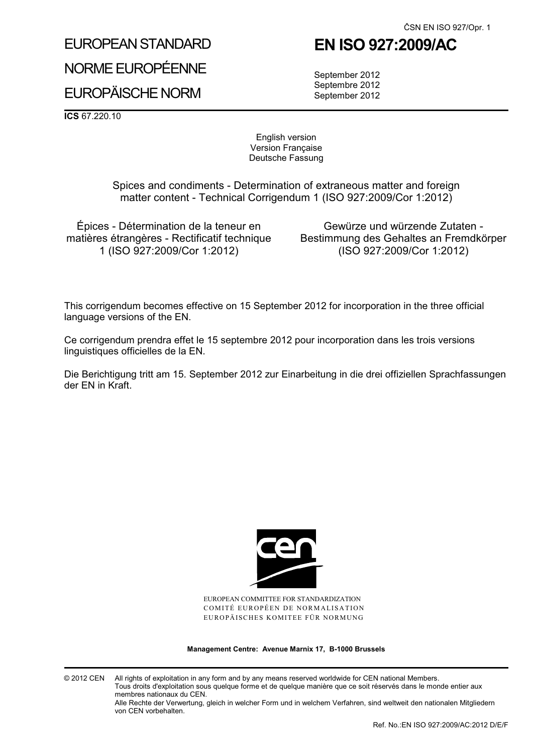ČSN EN ISO 927/Opr. 1

# EUROPEAN STANDARD
# NORME EUROPÉENNE
# EUROPÄISCHE NORM

# EN ISO 927:2009/AC

September 2012
Septembre 2012
September 2012

**ICS** 67.220.10

English version
Version Française
Deutsche Fassung

Spices and condiments - Determination of extraneous matter and foreign matter content - Technical Corrigendum 1 (ISO 927:2009/Cor 1:2012)

Épices - Détermination de la teneur en matières étrangères - Rectificatif technique 1 (ISO 927:2009/Cor 1:2012)

Gewürze und würzende Zutaten - Bestimmung des Gehaltes an Fremdkörper (ISO 927:2009/Cor 1:2012)

This corrigendum becomes effective on 15 September 2012 for incorporation in the three official language versions of the EN.

Ce corrigendum prendra effet le 15 septembre 2012 pour incorporation dans les trois versions linguistiques officielles de la EN.

Die Berichtigung tritt am 15. September 2012 zur Einarbeitung in die drei offiziellen Sprachfassungen der EN in Kraft.

EUROPEAN COMMITTEE FOR STANDARDIZATION
COMITÉ EUROPÉEN DE NORMALISATION
EUROPÄISCHES KOMITEE FÜR NORMUNG

**Management Centre: Avenue Marnix 17, B-1000 Brussels**

© 2012 CEN All rights of exploitation in any form and by any means reserved worldwide for CEN national Members.
Tous droits d'exploitation sous quelque forme et de quelque manière que ce soit réservés dans le monde entier aux membres nationaux du CEN.
Alle Rechte der Verwertung, gleich in welcher Form und in welchem Verfahren, sind weltweit den nationalen Mitgliedern von CEN vorbehalten.

Ref. No.:EN ISO 927:2009/AC:2012 D/E/F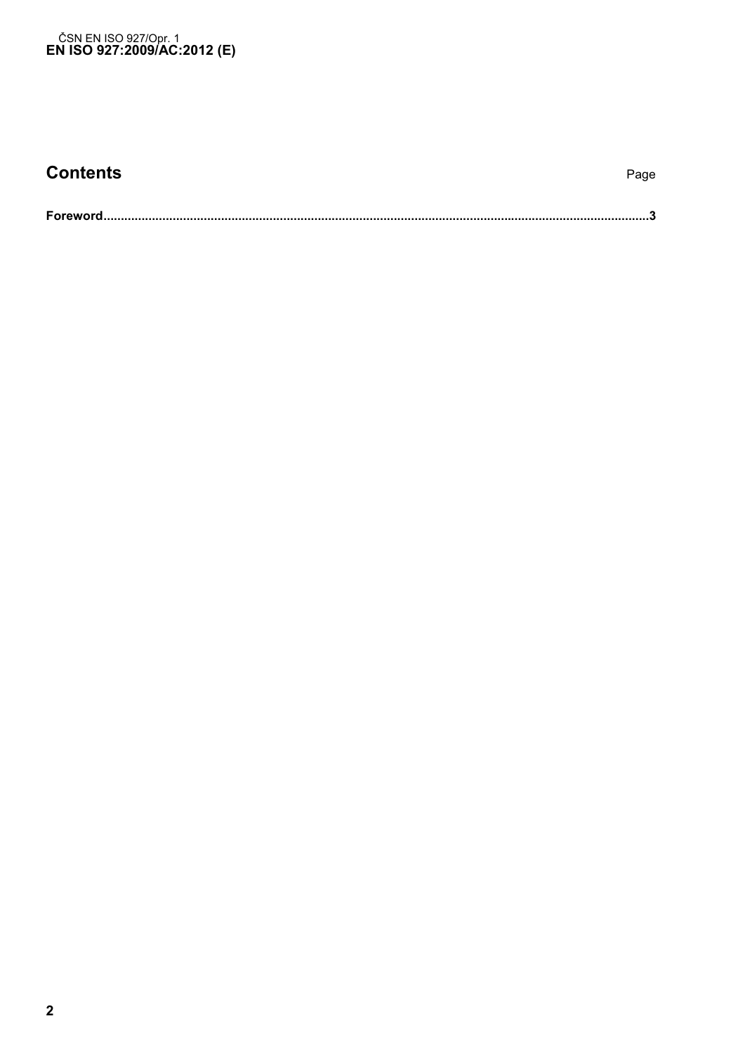## Contents

Page

**Foreword**.....................................................................................................................................................**3**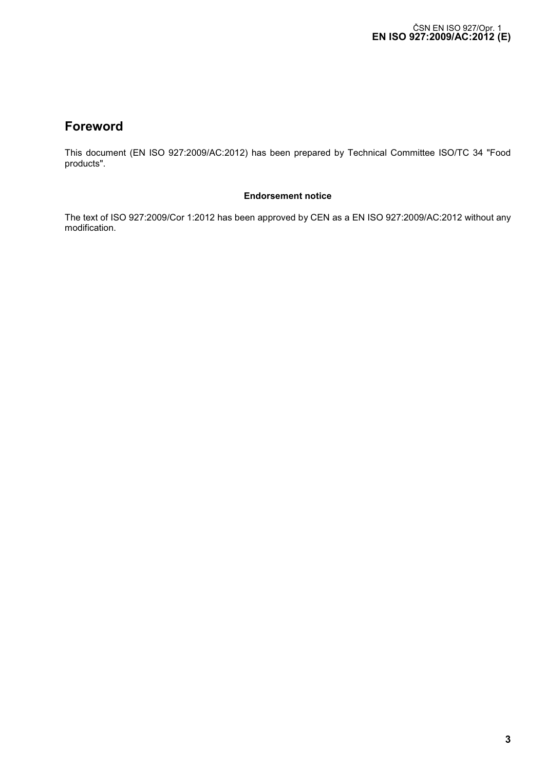## Foreword

This document (EN ISO 927:2009/AC:2012) has been prepared by Technical Committee ISO/TC 34 "Food products".

**Endorsement notice**

The text of ISO 927:2009/Cor 1:2012 has been approved by CEN as a EN ISO 927:2009/AC:2012 without any modification.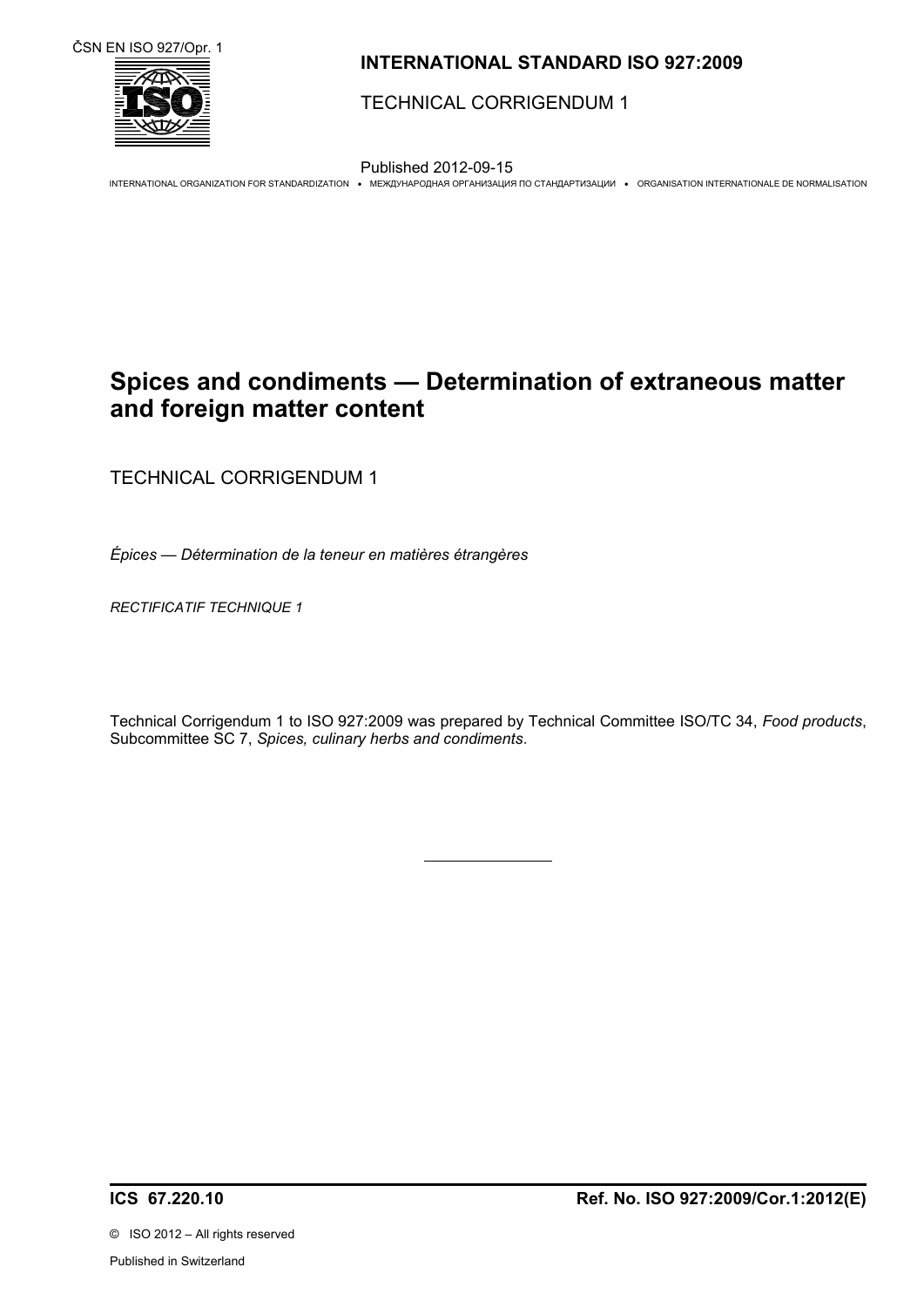ČSN EN ISO 927/Opr. 1

**INTERNATIONAL STANDARD ISO 927:2009**

TECHNICAL CORRIGENDUM 1

Published 2012-09-15

INTERNATIONAL ORGANIZATION FOR STANDARDIZATION • МЕЖДУНАРОДНАЯ ОРГАНИЗАЦИЯ ПО СТАНДАРТИЗАЦИИ • ORGANISATION INTERNATIONALE DE NORMALISATION

# Spices and condiments — Determination of extraneous matter and foreign matter content

TECHNICAL CORRIGENDUM 1

*Épices — Détermination de la teneur en matières étrangères*

*RECTIFICATIF TECHNIQUE 1*

Technical Corrigendum 1 to ISO 927:2009 was prepared by Technical Committee ISO/TC 34, *Food products*, Subcommittee SC 7, *Spices, culinary herbs and condiments*.

---

**ICS 67.220.10** **Ref. No. ISO 927:2009/Cor.1:2012(E)**

© ISO 2012 – All rights reserved

Published in Switzerland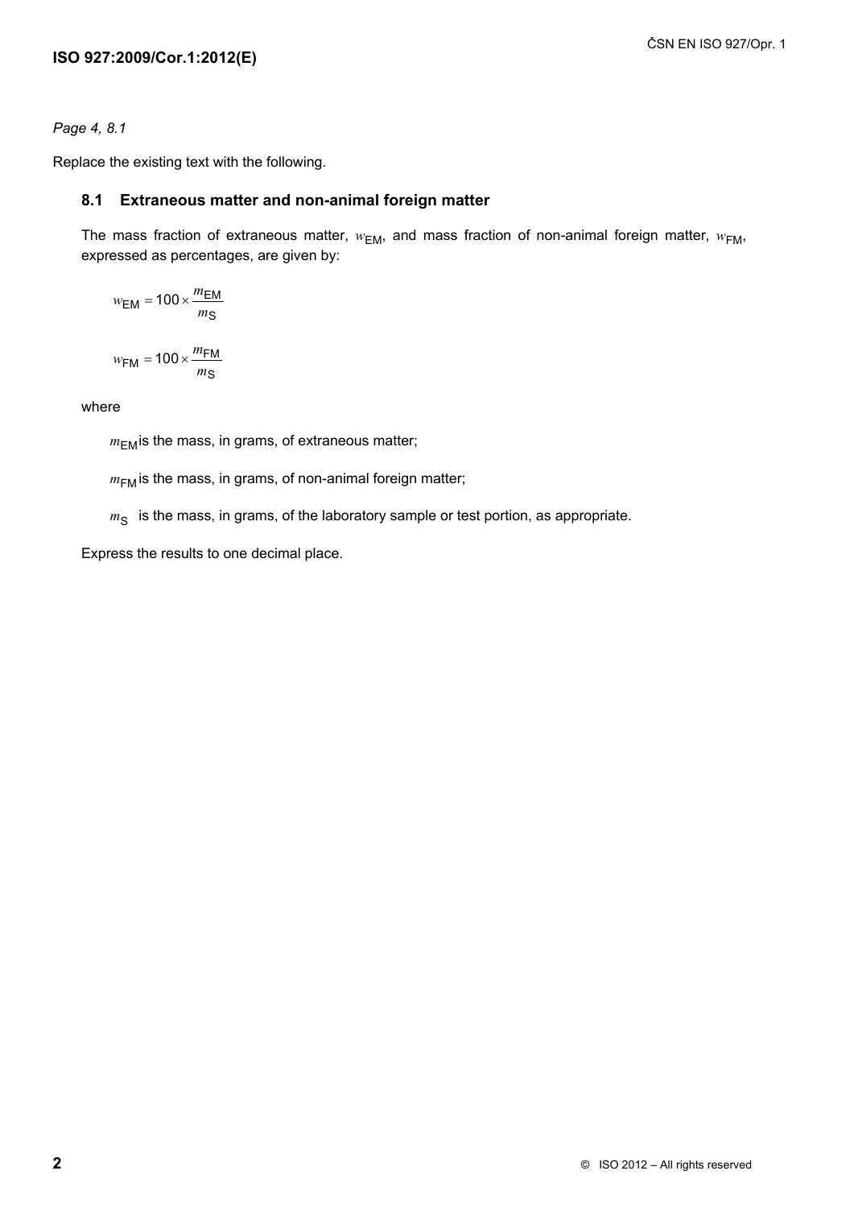*Page 4, 8.1*

Replace the existing text with the following.

### 8.1 Extraneous matter and non-animal foreign matter

The mass fraction of extraneous matter, $w_{EM}$, and mass fraction of non-animal foreign matter, $w_{FM}$, expressed as percentages, are given by:

$$w_{EM} = 100 \times \frac{m_{EM}}{m_S}$$

$$w_{FM} = 100 \times \frac{m_{FM}}{m_S}$$

where

$m_{EM}$ is the mass, in grams, of extraneous matter;

$m_{FM}$ is the mass, in grams, of non-animal foreign matter;

$m_S$ is the mass, in grams, of the laboratory sample or test portion, as appropriate.

Express the results to one decimal place.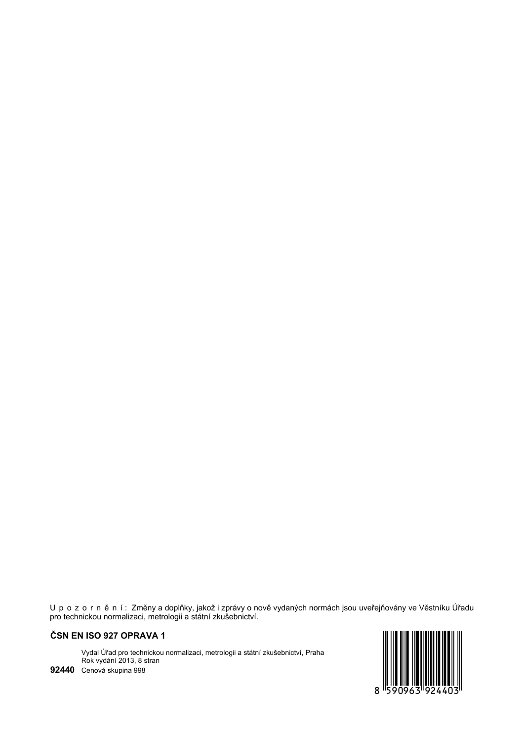U p o z o r n ě n í : Změny a doplňky, jakož i zprávy o nově vydaných normách jsou uveřejňovány ve Věstníku Úřadu pro technickou normalizaci, metrologii a státní zkušebnictví.

**ČSN EN ISO 927 OPRAVA 1**

Vydal Úřad pro technickou normalizaci, metrologii a státní zkušebnictví, Praha
Rok vydání 2013, 8 stran

**92440** Cenová skupina 998

8 590963 924403